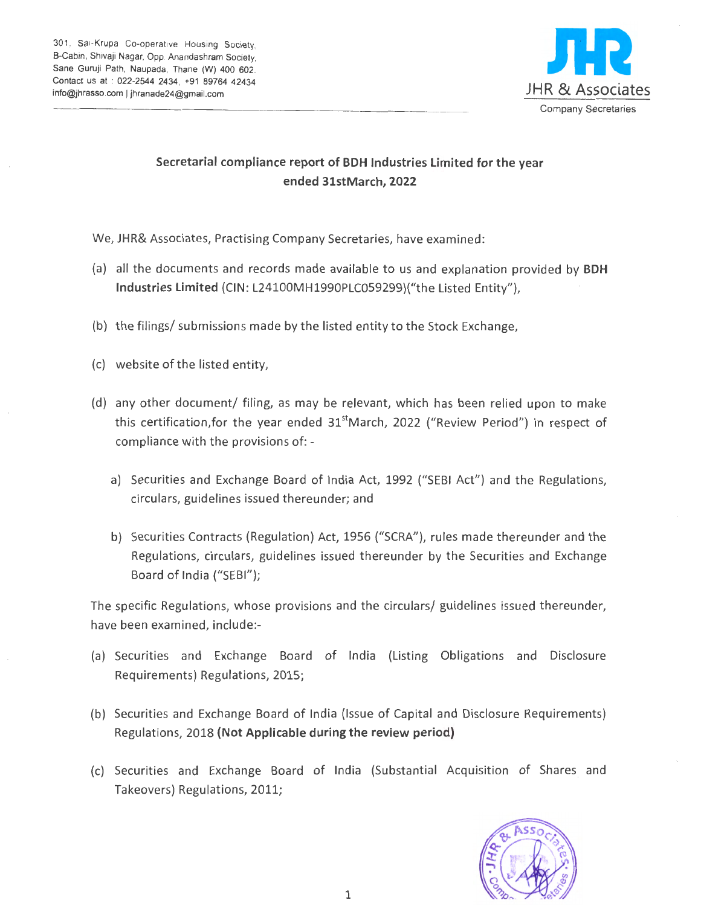301, Sai-Krupa Co-operative Housing Society, B-Cabin, Shivaji Nagar, Opp. Anandashram Society, Sane Guruji Path, Naupada, Thane (W) 400 602.
Contact us at : 022-2544 2434, +91 89764 42434
info@jhrasso.com | jhranade24@gmail.com

**JHR & Associates**
Company Secretaries

## Secretarial compliance report of BDH Industries Limited for the year ended 31stMarch, 2022

We, JHR& Associates, Practising Company Secretaries, have examined:

(a) all the documents and records made available to us and explanation provided by **BDH Industries Limited** (CIN: L24100MH1990PLC059299)("the Listed Entity"),

(b) the filings/ submissions made by the listed entity to the Stock Exchange,

(c) website of the listed entity,

(d) any other document/ filing, as may be relevant, which has been relied upon to make this certification,for the year ended 31stMarch, 2022 ("Review Period") in respect of compliance with the provisions of: -

   a) Securities and Exchange Board of India Act, 1992 ("SEBI Act") and the Regulations, circulars, guidelines issued thereunder; and

   b) Securities Contracts (Regulation) Act, 1956 ("SCRA"), rules made thereunder and the Regulations, circulars, guidelines issued thereunder by the Securities and Exchange Board of India ("SEBI");

The specific Regulations, whose provisions and the circulars/ guidelines issued thereunder, have been examined, include:-

(a) Securities and Exchange Board of India (Listing Obligations and Disclosure Requirements) Regulations, 2015;

(b) Securities and Exchange Board of India (Issue of Capital and Disclosure Requirements) Regulations, 2018 **(Not Applicable during the review period)**

(c) Securities and Exchange Board of India (Substantial Acquisition of Shares and Takeovers) Regulations, 2011;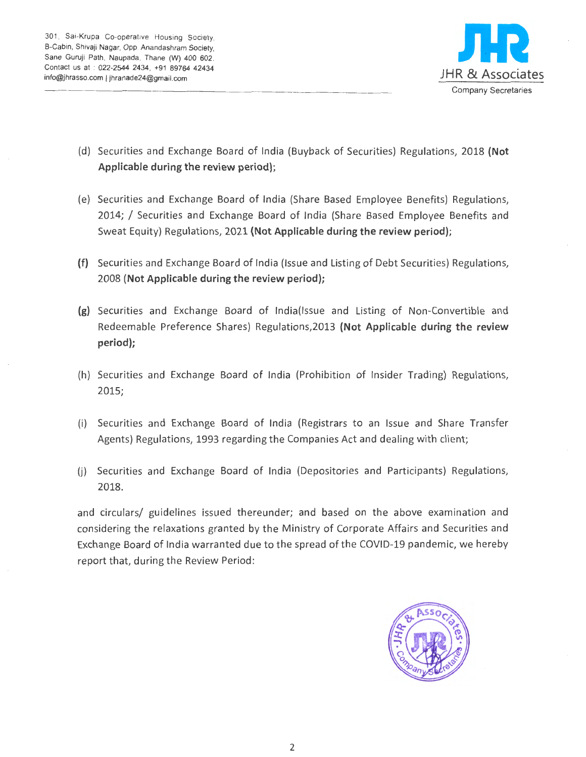(d) Securities and Exchange Board of India (Buyback of Securities) Regulations, 2018 **(Not Applicable during the review period);**

(e) Securities and Exchange Board of India (Share Based Employee Benefits) Regulations, 2014; / Securities and Exchange Board of India (Share Based Employee Benefits and Sweat Equity) Regulations, 2021 **(Not Applicable during the review period);**

**(f)** Securities and Exchange Board of India (Issue and Listing of Debt Securities) Regulations, 2008 **(Not Applicable during the review period);**

**(g)** Securities and Exchange Board of India(Issue and Listing of Non-Convertible and Redeemable Preference Shares) Regulations,2013 **(Not Applicable during the review period);**

(h) Securities and Exchange Board of India (Prohibition of Insider Trading) Regulations, 2015;

(i) Securities and Exchange Board of India (Registrars to an Issue and Share Transfer Agents) Regulations, 1993 regarding the Companies Act and dealing with client;

(j) Securities and Exchange Board of India (Depositories and Participants) Regulations, 2018.

and circulars/ guidelines issued thereunder; and based on the above examination and considering the relaxations granted by the Ministry of Corporate Affairs and Securities and Exchange Board of India warranted due to the spread of the COVID-19 pandemic, we hereby report that, during the Review Period: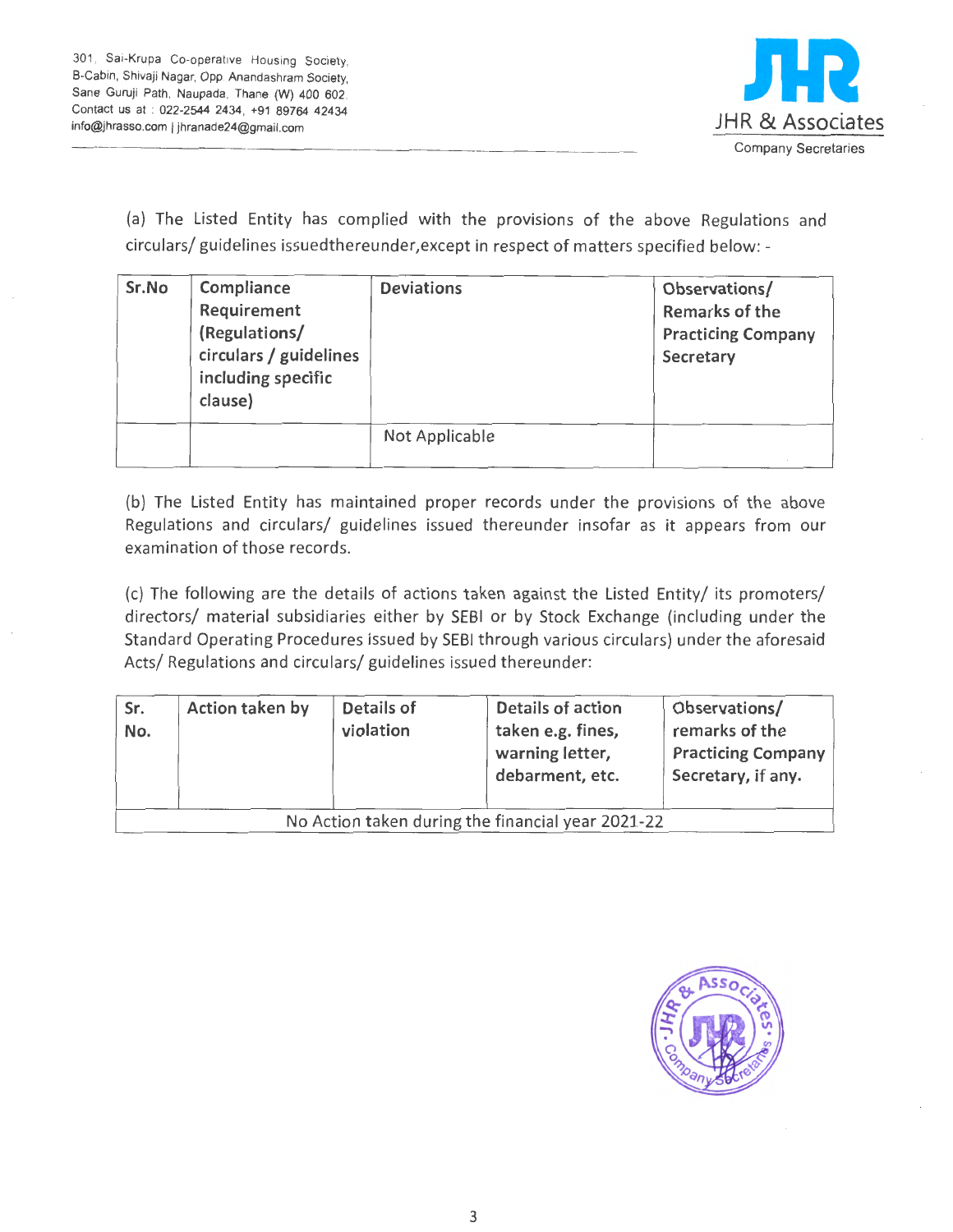(a) The Listed Entity has complied with the provisions of the above Regulations and circulars/ guidelines issuedthereunder,except in respect of matters specified below: -

| Sr.No | Compliance Requirement (Regulations/ circulars / guidelines including specific clause) | Deviations | Observations/ Remarks of the Practicing Company Secretary |
|---|---|---|---|
| | | Not Applicable | |

(b) The Listed Entity has maintained proper records under the provisions of the above Regulations and circulars/ guidelines issued thereunder insofar as it appears from our examination of those records.

(c) The following are the details of actions taken against the Listed Entity/ its promoters/ directors/ material subsidiaries either by SEBI or by Stock Exchange (including under the Standard Operating Procedures issued by SEBI through various circulars) under the aforesaid Acts/ Regulations and circulars/ guidelines issued thereunder:

| Sr. No. | Action taken by | Details of violation | Details of action taken e.g. fines, warning letter, debarment, etc. | Observations/ remarks of the Practicing Company Secretary, if any. |
|---|---|---|---|---|
| No Action taken during the financial year 2021-22 | | | | |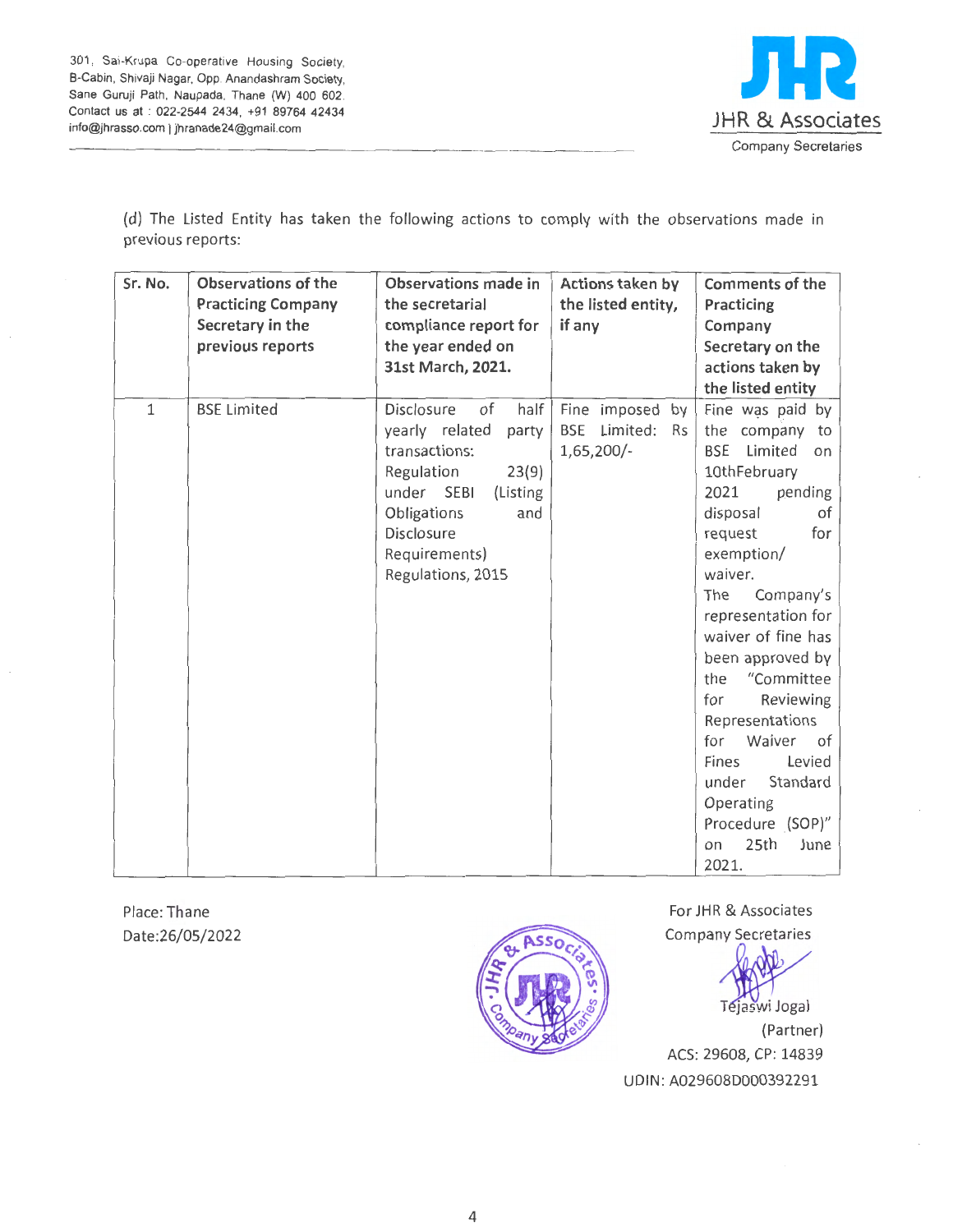301, Sai-Krupa Co-operative Housing Society, B-Cabin, Shivaji Nagar, Opp. Anandashram Society, Sane Guruji Path, Naupada, Thane (W) 400 602. Contact us at : 022-2544 2434, +91 89764 42434 info@jhrasso.com | jhranade24@gmail.com

**JHR & Associates**
Company Secretaries

(d) The Listed Entity has taken the following actions to comply with the observations made in previous reports:

| Sr. No. | Observations of the Practicing Company Secretary in the previous reports | Observations made in the secretarial compliance report for the year ended on 31st March, 2021. | Actions taken by the listed entity, if any | Comments of the Practicing Company Secretary on the actions taken by the listed entity |
|---|---|---|---|---|
| 1 | BSE Limited | Disclosure of half yearly related party transactions: Regulation 23(9) under SEBI (Listing Obligations and Disclosure Requirements) Regulations, 2015 | Fine imposed by BSE Limited: Rs 1,65,200/- | Fine was paid by the company to BSE Limited on 10thFebruary 2021 pending disposal of request for exemption/ waiver. The Company's representation for waiver of fine has been approved by the "Committee for Reviewing Representations for Waiver of Fines Levied under Standard Operating Procedure (SOP)" on 25th June 2021. |

Place: Thane
Date:26/05/2022

For JHR & Associates
Company Secretaries

Tejaswi Jogal
(Partner)
ACS: 29608, CP: 14839
UDIN: A029608D000392291